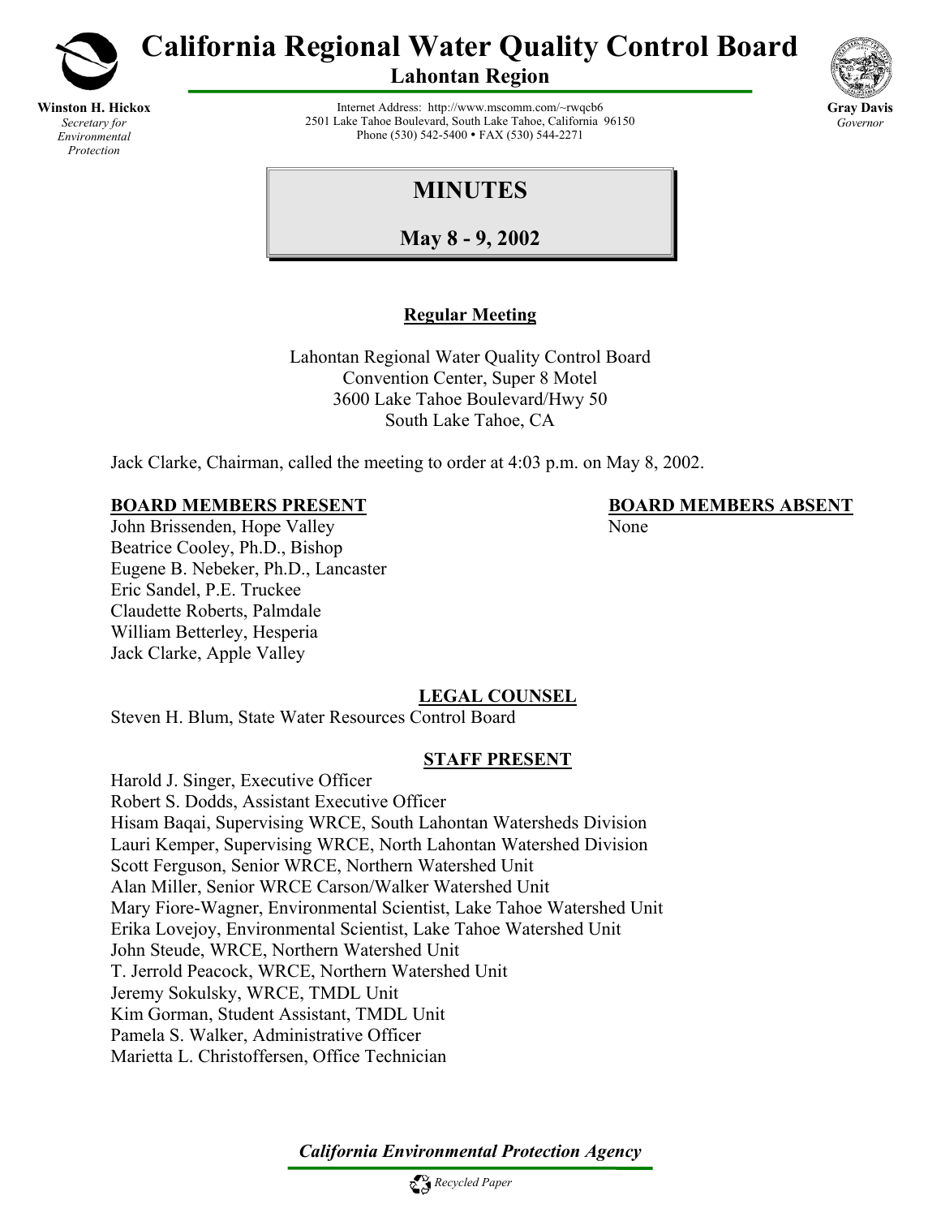# California Regional Water Quality Control Board

## Lahontan Region

**Winston H. Hickox**
*Secretary for Environmental Protection*

Internet Address: http://www.mscomm.com/~rwqcb6
2501 Lake Tahoe Boulevard, South Lake Tahoe, California 96150
Phone (530) 542-5400 • FAX (530) 544-2271

**Gray Davis**
*Governor*

# MINUTES

## May 8 - 9, 2002

### Regular Meeting

Lahontan Regional Water Quality Control Board
Convention Center, Super 8 Motel
3600 Lake Tahoe Boulevard/Hwy 50
South Lake Tahoe, CA

Jack Clarke, Chairman, called the meeting to order at 4:03 p.m. on May 8, 2002.

**BOARD MEMBERS PRESENT**

John Brissenden, Hope Valley
Beatrice Cooley, Ph.D., Bishop
Eugene B. Nebeker, Ph.D., Lancaster
Eric Sandel, P.E. Truckee
Claudette Roberts, Palmdale
William Betterley, Hesperia
Jack Clarke, Apple Valley

**BOARD MEMBERS ABSENT**

None

**LEGAL COUNSEL**

Steven H. Blum, State Water Resources Control Board

**STAFF PRESENT**

Harold J. Singer, Executive Officer
Robert S. Dodds, Assistant Executive Officer
Hisam Baqai, Supervising WRCE, South Lahontan Watersheds Division
Lauri Kemper, Supervising WRCE, North Lahontan Watershed Division
Scott Ferguson, Senior WRCE, Northern Watershed Unit
Alan Miller, Senior WRCE Carson/Walker Watershed Unit
Mary Fiore-Wagner, Environmental Scientist, Lake Tahoe Watershed Unit
Erika Lovejoy, Environmental Scientist, Lake Tahoe Watershed Unit
John Steude, WRCE, Northern Watershed Unit
T. Jerrold Peacock, WRCE, Northern Watershed Unit
Jeremy Sokulsky, WRCE, TMDL Unit
Kim Gorman, Student Assistant, TMDL Unit
Pamela S. Walker, Administrative Officer
Marietta L. Christoffersen, Office Technician

*California Environmental Protection Agency*

*Recycled Paper*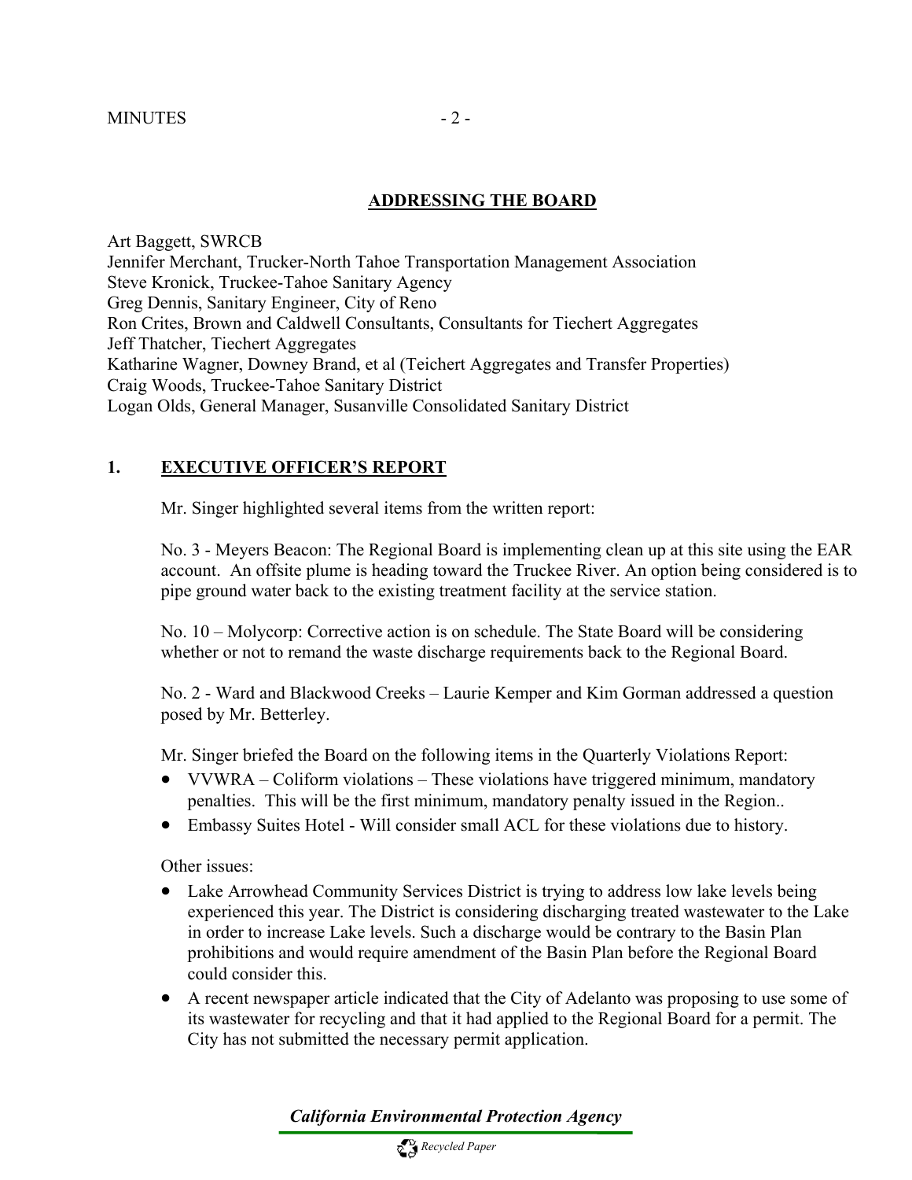## ADDRESSING THE BOARD

Art Baggett, SWRCB
Jennifer Merchant, Trucker-North Tahoe Transportation Management Association
Steve Kronick, Truckee-Tahoe Sanitary Agency
Greg Dennis, Sanitary Engineer, City of Reno
Ron Crites, Brown and Caldwell Consultants, Consultants for Tiechert Aggregates
Jeff Thatcher, Tiechert Aggregates
Katharine Wagner, Downey Brand, et al (Teichert Aggregates and Transfer Properties)
Craig Woods, Truckee-Tahoe Sanitary District
Logan Olds, General Manager, Susanville Consolidated Sanitary District

## 1. EXECUTIVE OFFICER'S REPORT

Mr. Singer highlighted several items from the written report:

No. 3 - Meyers Beacon: The Regional Board is implementing clean up at this site using the EAR account. An offsite plume is heading toward the Truckee River. An option being considered is to pipe ground water back to the existing treatment facility at the service station.

No. 10 – Molycorp: Corrective action is on schedule. The State Board will be considering whether or not to remand the waste discharge requirements back to the Regional Board.

No. 2 - Ward and Blackwood Creeks – Laurie Kemper and Kim Gorman addressed a question posed by Mr. Betterley.

Mr. Singer briefed the Board on the following items in the Quarterly Violations Report:

- VVWRA – Coliform violations – These violations have triggered minimum, mandatory penalties. This will be the first minimum, mandatory penalty issued in the Region..
- Embassy Suites Hotel - Will consider small ACL for these violations due to history.

Other issues:

- Lake Arrowhead Community Services District is trying to address low lake levels being experienced this year. The District is considering discharging treated wastewater to the Lake in order to increase Lake levels. Such a discharge would be contrary to the Basin Plan prohibitions and would require amendment of the Basin Plan before the Regional Board could consider this.
- A recent newspaper article indicated that the City of Adelanto was proposing to use some of its wastewater for recycling and that it had applied to the Regional Board for a permit. The City has not submitted the necessary permit application.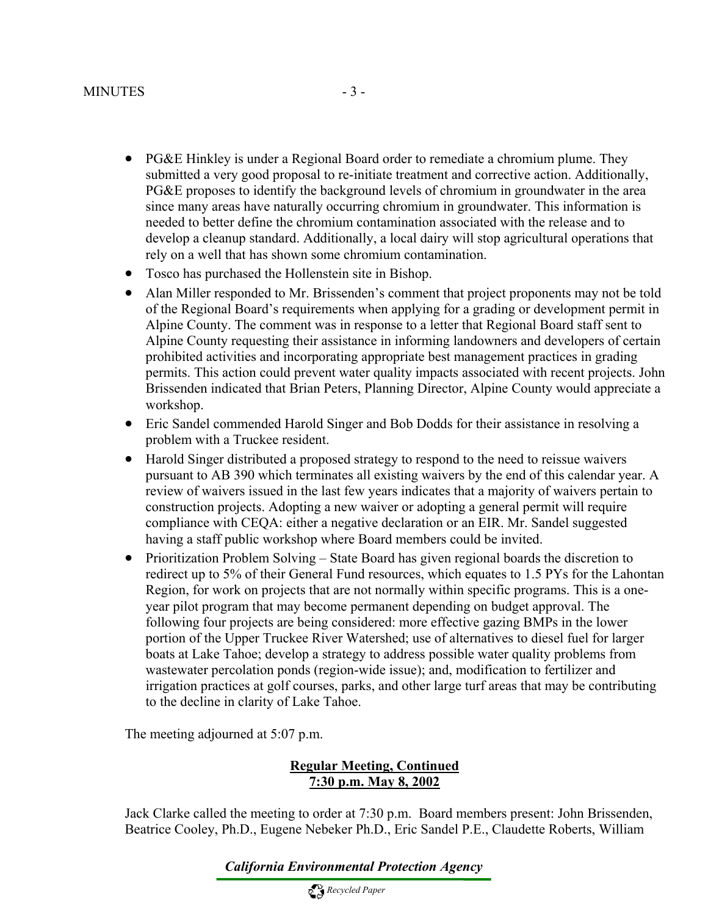- PG&E Hinkley is under a Regional Board order to remediate a chromium plume. They submitted a very good proposal to re-initiate treatment and corrective action. Additionally, PG&E proposes to identify the background levels of chromium in groundwater in the area since many areas have naturally occurring chromium in groundwater. This information is needed to better define the chromium contamination associated with the release and to develop a cleanup standard. Additionally, a local dairy will stop agricultural operations that rely on a well that has shown some chromium contamination.
- Tosco has purchased the Hollenstein site in Bishop.
- Alan Miller responded to Mr. Brissenden's comment that project proponents may not be told of the Regional Board's requirements when applying for a grading or development permit in Alpine County. The comment was in response to a letter that Regional Board staff sent to Alpine County requesting their assistance in informing landowners and developers of certain prohibited activities and incorporating appropriate best management practices in grading permits. This action could prevent water quality impacts associated with recent projects. John Brissenden indicated that Brian Peters, Planning Director, Alpine County would appreciate a workshop.
- Eric Sandel commended Harold Singer and Bob Dodds for their assistance in resolving a problem with a Truckee resident.
- Harold Singer distributed a proposed strategy to respond to the need to reissue waivers pursuant to AB 390 which terminates all existing waivers by the end of this calendar year. A review of waivers issued in the last few years indicates that a majority of waivers pertain to construction projects. Adopting a new waiver or adopting a general permit will require compliance with CEQA: either a negative declaration or an EIR. Mr. Sandel suggested having a staff public workshop where Board members could be invited.
- Prioritization Problem Solving – State Board has given regional boards the discretion to redirect up to 5% of their General Fund resources, which equates to 1.5 PYs for the Lahontan Region, for work on projects that are not normally within specific programs. This is a one-year pilot program that may become permanent depending on budget approval. The following four projects are being considered: more effective gazing BMPs in the lower portion of the Upper Truckee River Watershed; use of alternatives to diesel fuel for larger boats at Lake Tahoe; develop a strategy to address possible water quality problems from wastewater percolation ponds (region-wide issue); and, modification to fertilizer and irrigation practices at golf courses, parks, and other large turf areas that may be contributing to the decline in clarity of Lake Tahoe.

The meeting adjourned at 5:07 p.m.

**Regular Meeting, Continued**
**7:30 p.m. May 8, 2002**

Jack Clarke called the meeting to order at 7:30 p.m. Board members present: John Brissenden, Beatrice Cooley, Ph.D., Eugene Nebeker Ph.D., Eric Sandel P.E., Claudette Roberts, William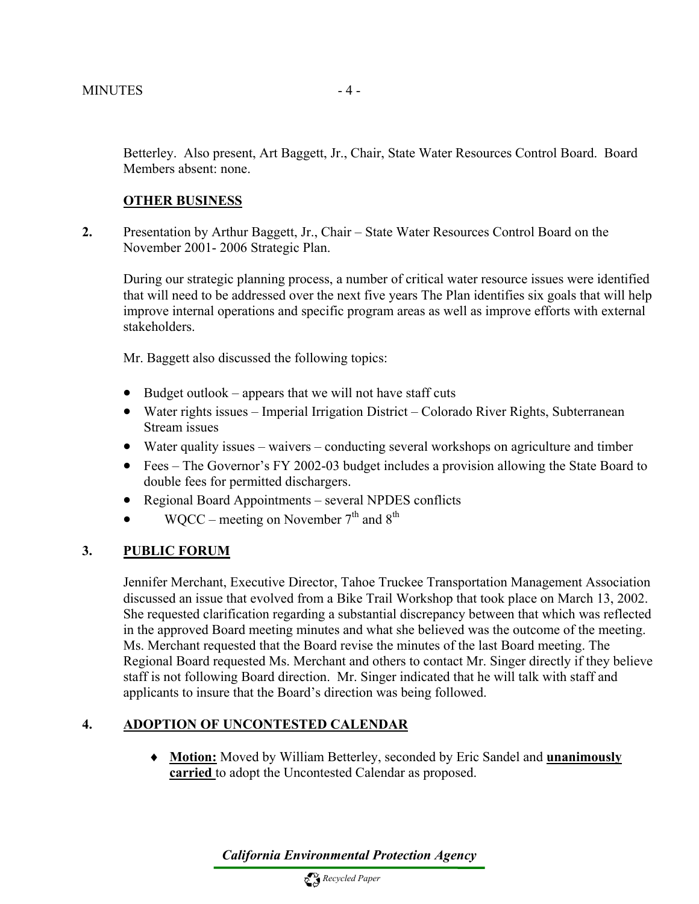Betterley. Also present, Art Baggett, Jr., Chair, State Water Resources Control Board. Board Members absent: none.

**OTHER BUSINESS**

**2.** Presentation by Arthur Baggett, Jr., Chair – State Water Resources Control Board on the November 2001- 2006 Strategic Plan.

During our strategic planning process, a number of critical water resource issues were identified that will need to be addressed over the next five years The Plan identifies six goals that will help improve internal operations and specific program areas as well as improve efforts with external stakeholders.

Mr. Baggett also discussed the following topics:

- Budget outlook – appears that we will not have staff cuts
- Water rights issues – Imperial Irrigation District – Colorado River Rights, Subterranean Stream issues
- Water quality issues – waivers – conducting several workshops on agriculture and timber
- Fees – The Governor's FY 2002-03 budget includes a provision allowing the State Board to double fees for permitted dischargers.
- Regional Board Appointments – several NPDES conflicts
- WQCC – meeting on November 7th and 8th

## 3. PUBLIC FORUM

Jennifer Merchant, Executive Director, Tahoe Truckee Transportation Management Association discussed an issue that evolved from a Bike Trail Workshop that took place on March 13, 2002. She requested clarification regarding a substantial discrepancy between that which was reflected in the approved Board meeting minutes and what she believed was the outcome of the meeting. Ms. Merchant requested that the Board revise the minutes of the last Board meeting. The Regional Board requested Ms. Merchant and others to contact Mr. Singer directly if they believe staff is not following Board direction. Mr. Singer indicated that he will talk with staff and applicants to insure that the Board's direction was being followed.

## 4. ADOPTION OF UNCONTESTED CALENDAR

- **Motion:** Moved by William Betterley, seconded by Eric Sandel and **unanimously carried** to adopt the Uncontested Calendar as proposed.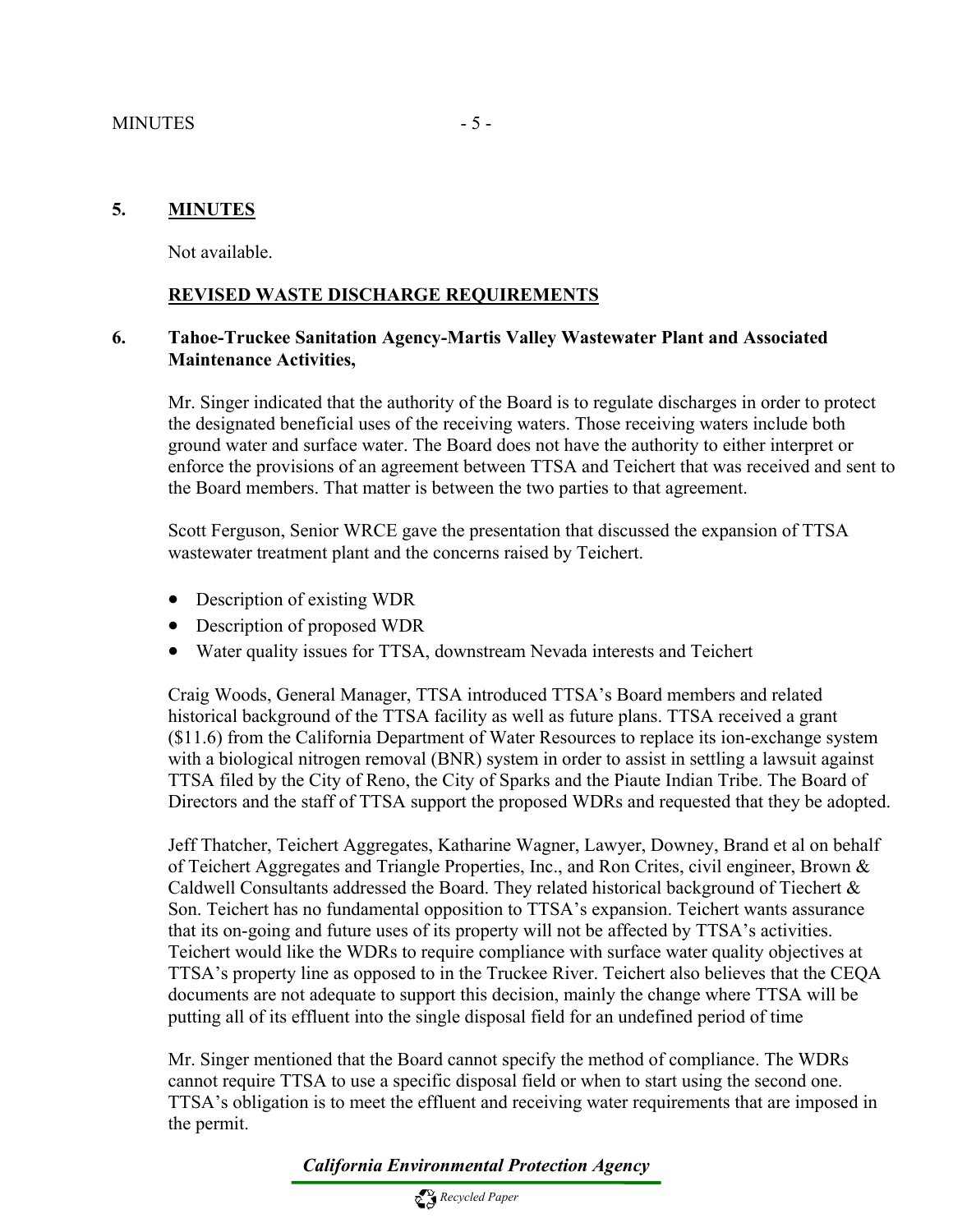## 5. MINUTES

Not available.

### REVISED WASTE DISCHARGE REQUIREMENTS

## 6. Tahoe-Truckee Sanitation Agency-Martis Valley Wastewater Plant and Associated Maintenance Activities,

Mr. Singer indicated that the authority of the Board is to regulate discharges in order to protect the designated beneficial uses of the receiving waters. Those receiving waters include both ground water and surface water. The Board does not have the authority to either interpret or enforce the provisions of an agreement between TTSA and Teichert that was received and sent to the Board members. That matter is between the two parties to that agreement.

Scott Ferguson, Senior WRCE gave the presentation that discussed the expansion of TTSA wastewater treatment plant and the concerns raised by Teichert.

- Description of existing WDR
- Description of proposed WDR
- Water quality issues for TTSA, downstream Nevada interests and Teichert

Craig Woods, General Manager, TTSA introduced TTSA's Board members and related historical background of the TTSA facility as well as future plans. TTSA received a grant ($11.6) from the California Department of Water Resources to replace its ion-exchange system with a biological nitrogen removal (BNR) system in order to assist in settling a lawsuit against TTSA filed by the City of Reno, the City of Sparks and the Piaute Indian Tribe. The Board of Directors and the staff of TTSA support the proposed WDRs and requested that they be adopted.

Jeff Thatcher, Teichert Aggregates, Katharine Wagner, Lawyer, Downey, Brand et al on behalf of Teichert Aggregates and Triangle Properties, Inc., and Ron Crites, civil engineer, Brown & Caldwell Consultants addressed the Board. They related historical background of Tiechert & Son. Teichert has no fundamental opposition to TTSA's expansion. Teichert wants assurance that its on-going and future uses of its property will not be affected by TTSA's activities. Teichert would like the WDRs to require compliance with surface water quality objectives at TTSA's property line as opposed to in the Truckee River. Teichert also believes that the CEQA documents are not adequate to support this decision, mainly the change where TTSA will be putting all of its effluent into the single disposal field for an undefined period of time

Mr. Singer mentioned that the Board cannot specify the method of compliance. The WDRs cannot require TTSA to use a specific disposal field or when to start using the second one. TTSA's obligation is to meet the effluent and receiving water requirements that are imposed in the permit.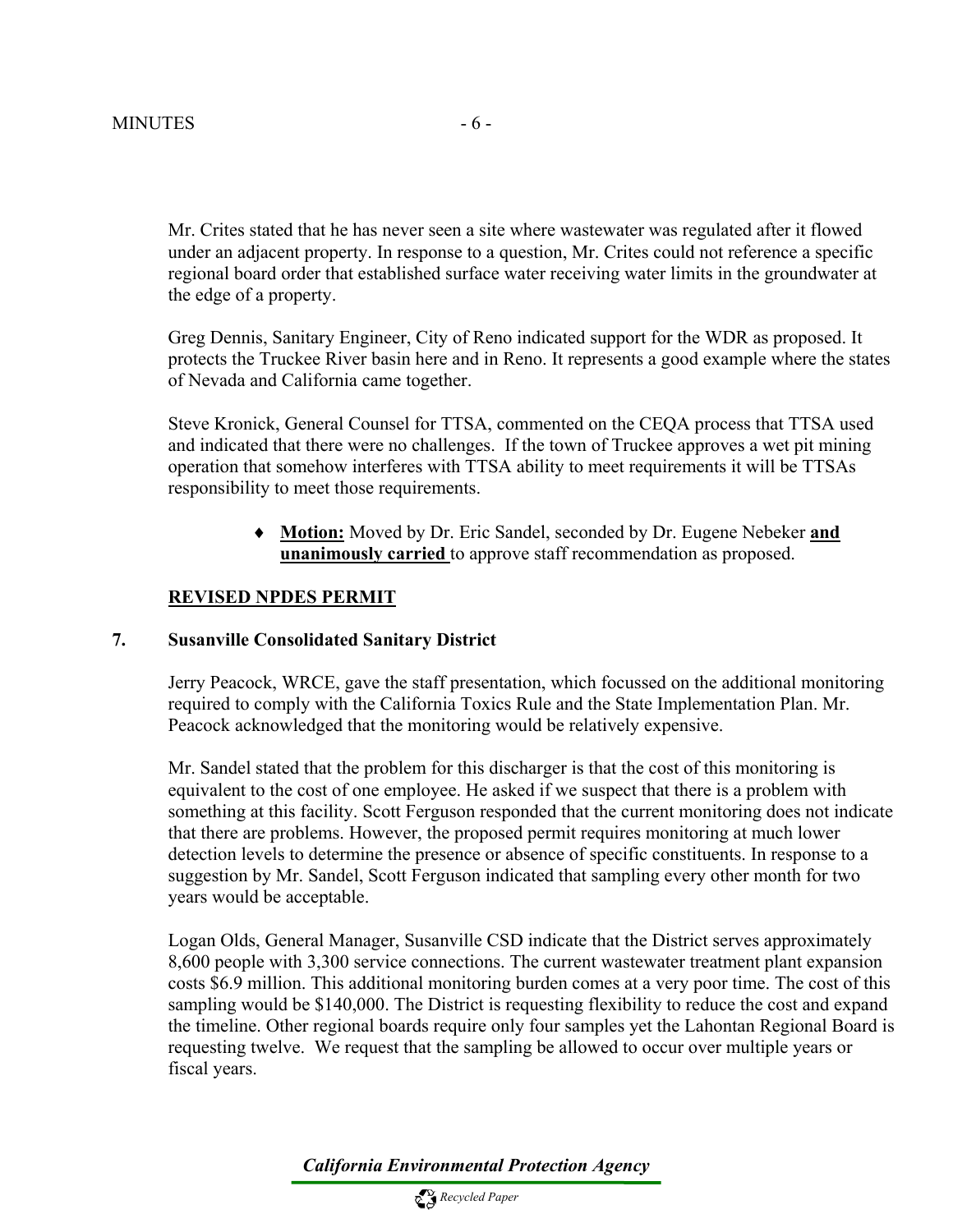Mr. Crites stated that he has never seen a site where wastewater was regulated after it flowed under an adjacent property. In response to a question, Mr. Crites could not reference a specific regional board order that established surface water receiving water limits in the groundwater at the edge of a property.

Greg Dennis, Sanitary Engineer, City of Reno indicated support for the WDR as proposed. It protects the Truckee River basin here and in Reno. It represents a good example where the states of Nevada and California came together.

Steve Kronick, General Counsel for TTSA, commented on the CEQA process that TTSA used and indicated that there were no challenges. If the town of Truckee approves a wet pit mining operation that somehow interferes with TTSA ability to meet requirements it will be TTSAs responsibility to meet those requirements.

- **Motion:** Moved by Dr. Eric Sandel, seconded by Dr. Eugene Nebeker **and unanimously carried** to approve staff recommendation as proposed.

**REVISED NPDES PERMIT**

**7. Susanville Consolidated Sanitary District**

Jerry Peacock, WRCE, gave the staff presentation, which focussed on the additional monitoring required to comply with the California Toxics Rule and the State Implementation Plan. Mr. Peacock acknowledged that the monitoring would be relatively expensive.

Mr. Sandel stated that the problem for this discharger is that the cost of this monitoring is equivalent to the cost of one employee. He asked if we suspect that there is a problem with something at this facility. Scott Ferguson responded that the current monitoring does not indicate that there are problems. However, the proposed permit requires monitoring at much lower detection levels to determine the presence or absence of specific constituents. In response to a suggestion by Mr. Sandel, Scott Ferguson indicated that sampling every other month for two years would be acceptable.

Logan Olds, General Manager, Susanville CSD indicate that the District serves approximately 8,600 people with 3,300 service connections. The current wastewater treatment plant expansion costs $6.9 million. This additional monitoring burden comes at a very poor time. The cost of this sampling would be $140,000. The District is requesting flexibility to reduce the cost and expand the timeline. Other regional boards require only four samples yet the Lahontan Regional Board is requesting twelve. We request that the sampling be allowed to occur over multiple years or fiscal years.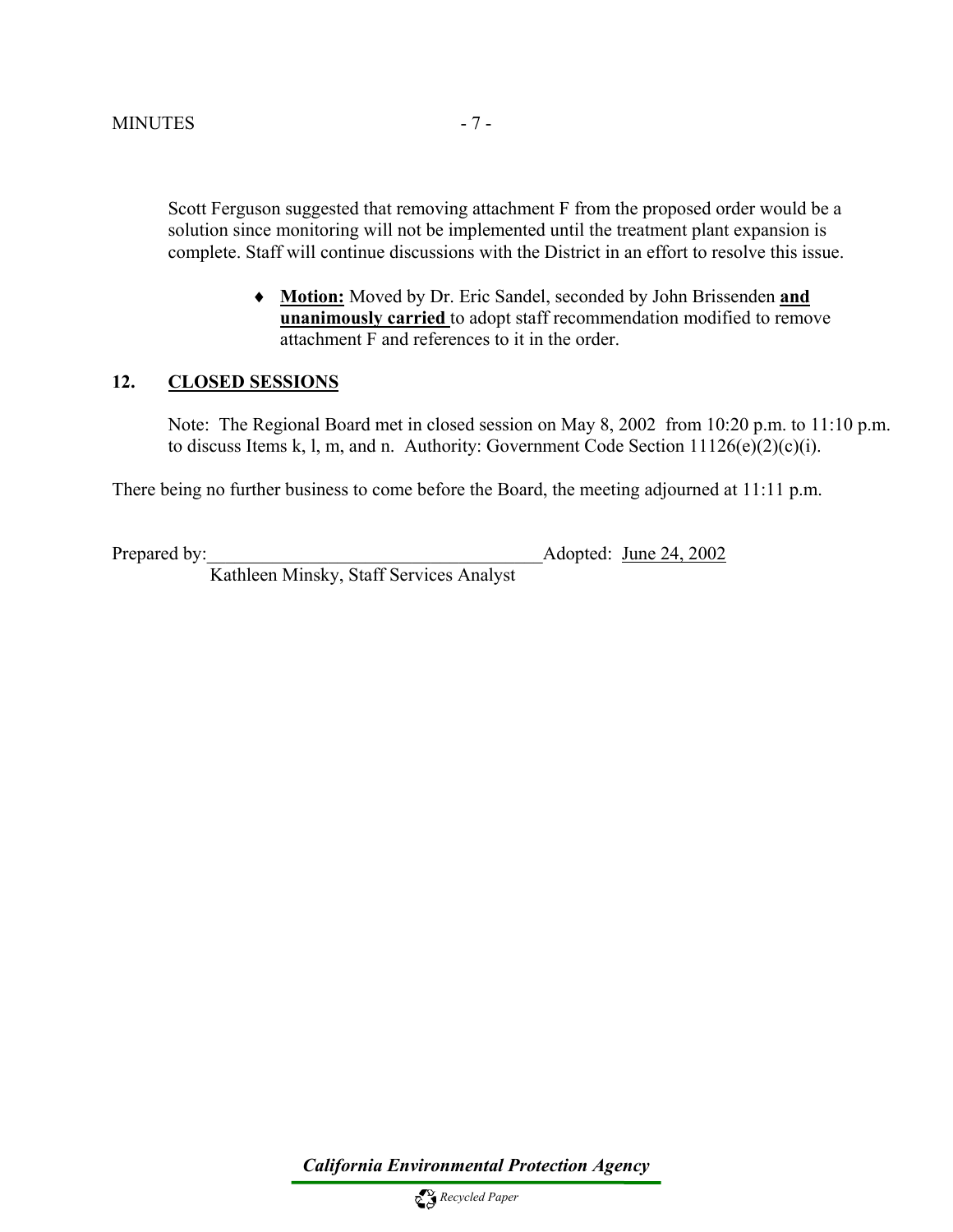Scott Ferguson suggested that removing attachment F from the proposed order would be a solution since monitoring will not be implemented until the treatment plant expansion is complete. Staff will continue discussions with the District in an effort to resolve this issue.

- **Motion:** Moved by Dr. Eric Sandel, seconded by John Brissenden **and unanimously carried** to adopt staff recommendation modified to remove attachment F and references to it in the order.

## 12. CLOSED SESSIONS

Note: The Regional Board met in closed session on May 8, 2002 from 10:20 p.m. to 11:10 p.m. to discuss Items k, l, m, and n. Authority: Government Code Section 11126(e)(2)(c)(i).

There being no further business to come before the Board, the meeting adjourned at 11:11 p.m.

Prepared by:\_\_\_\_\_\_\_\_\_\_\_\_\_\_\_\_\_\_\_\_\_\_\_\_\_\_\_\_\_\_\_\_\_\_\_\_ Adopted: June 24, 2002

Kathleen Minsky, Staff Services Analyst

***California Environmental Protection Agency***

*Recycled Paper*